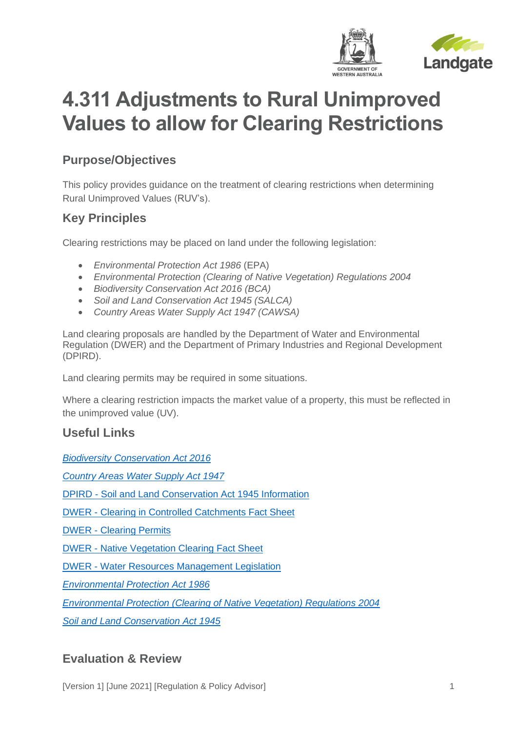# 4.311 Adjustments to Rural Unimproved Values to allow for Clearing Restrictions

## Purpose/Objectives

This policy provides guidance on the treatment of clearing restrictions when determining Rural Unimproved Values (RUV's).

## Key Principles

Clearing restrictions may be placed on land under the following legislation:

- *Environmental Protection Act 1986* (EPA)
- *Environmental Protection (Clearing of Native Vegetation) Regulations 2004*
- *Biodiversity Conservation Act 2016 (BCA)*
- *Soil and Land Conservation Act 1945 (SALCA)*
- *Country Areas Water Supply Act 1947 (CAWSA)*

Land clearing proposals are handled by the Department of Water and Environmental Regulation (DWER) and the Department of Primary Industries and Regional Development (DPIRD).

Land clearing permits may be required in some situations.

Where a clearing restriction impacts the market value of a property, this must be reflected in the unimproved value (UV).

## Useful Links

*Biodiversity Conservation Act 2016*

*Country Areas Water Supply Act 1947*

DPIRD - Soil and Land Conservation Act 1945 Information

DWER - Clearing in Controlled Catchments Fact Sheet

DWER - Clearing Permits

DWER - Native Vegetation Clearing Fact Sheet

DWER - Water Resources Management Legislation

*Environmental Protection Act 1986*

*Environmental Protection (Clearing of Native Vegetation) Regulations 2004*

*Soil and Land Conservation Act 1945*

## Evaluation & Review

[Version 1] [June 2021] [Regulation & Policy Advisor]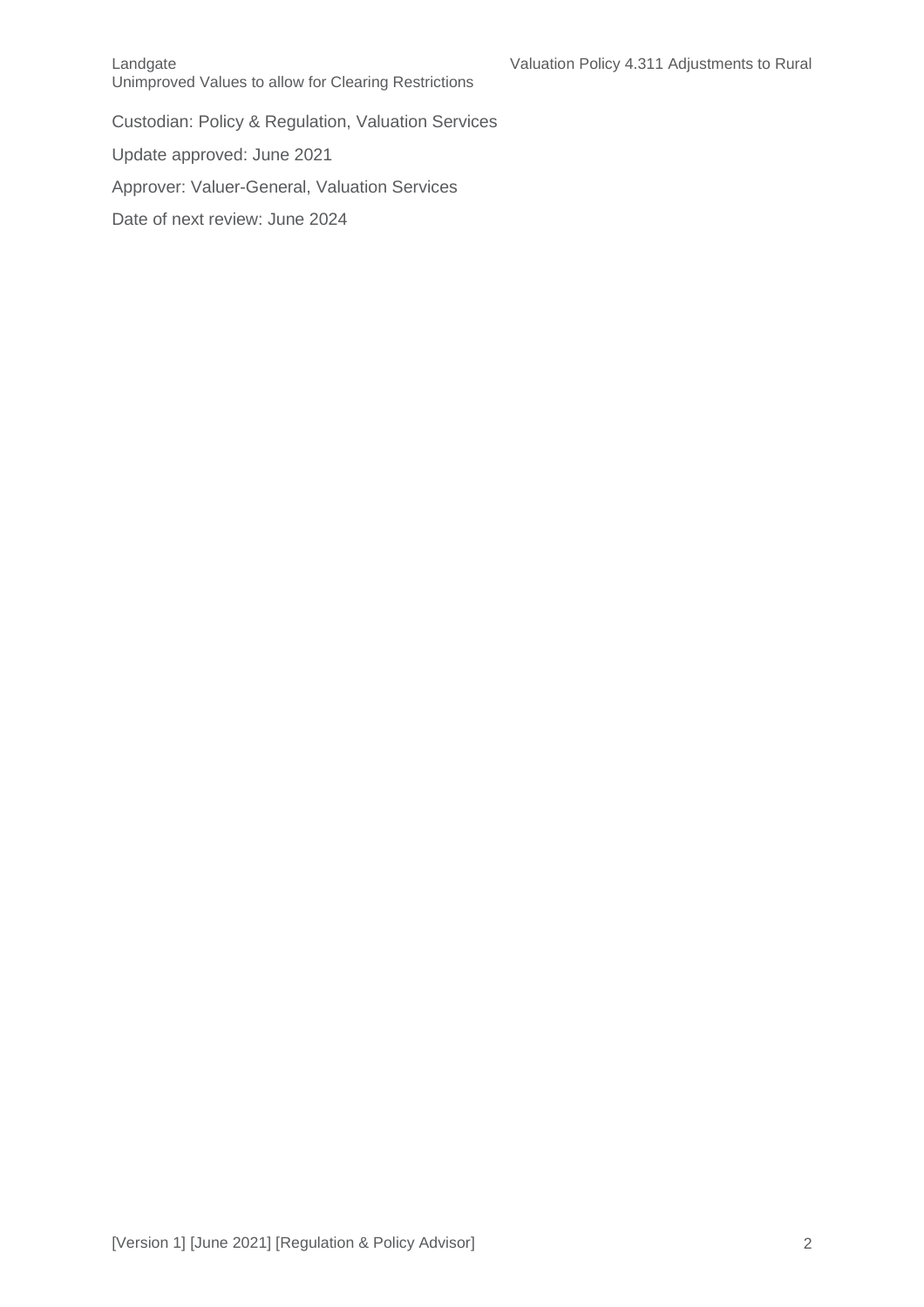Custodian: Policy & Regulation, Valuation Services

Update approved: June 2021

Approver: Valuer-General, Valuation Services

Date of next review: June 2024